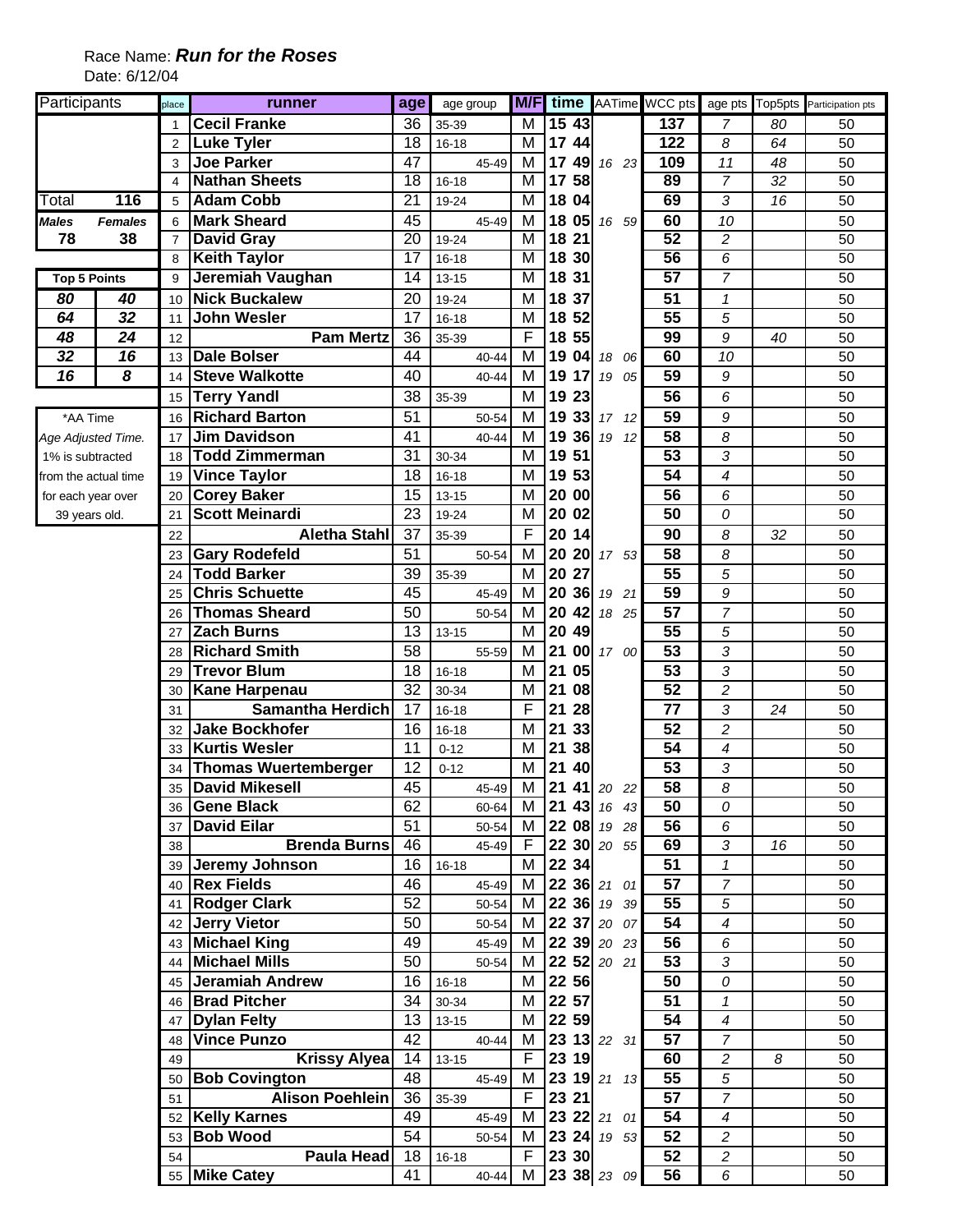Race Name: ***Run for the Roses***

Date: 6/12/04

| Participants | |
|---|---|
| Total | 116 |
| *Males* | *Females* |
| 78 | 38 |

| Top 5 Points | |
|---|---|
| 80 | 40 |
| 64 | 32 |
| 48 | 24 |
| 32 | 16 |
| 16 | 8 |

*AA Time
*Age Adjusted Time.* 1% is subtracted from the actual time for each year over 39 years old.

| place | runner | age | age group | M/F | time | AATime | WCC pts | age pts | Top5pts | Participation pts |
|---|---|---|---|---|---|---|---|---|---|---|
| 1 | Cecil Franke | 36 | 35-39 | M | 15 43 | | 137 | 7 | 80 | 50 |
| 2 | Luke Tyler | 18 | 16-18 | M | 17 44 | | 122 | 8 | 64 | 50 |
| 3 | Joe Parker | 47 | 45-49 | M | 17 49 | 16 23 | 109 | 11 | 48 | 50 |
| 4 | Nathan Sheets | 18 | 16-18 | M | 17 58 | | 89 | 7 | 32 | 50 |
| 5 | Adam Cobb | 21 | 19-24 | M | 18 04 | | 69 | 3 | 16 | 50 |
| 6 | Mark Sheard | 45 | 45-49 | M | 18 05 | 16 59 | 60 | 10 | | 50 |
| 7 | David Gray | 20 | 19-24 | M | 18 21 | | 52 | 2 | | 50 |
| 8 | Keith Taylor | 17 | 16-18 | M | 18 30 | | 56 | 6 | | 50 |
| 9 | Jeremiah Vaughan | 14 | 13-15 | M | 18 31 | | 57 | 7 | | 50 |
| 10 | Nick Buckalew | 20 | 19-24 | M | 18 37 | | 51 | 1 | | 50 |
| 11 | John Wesler | 17 | 16-18 | M | 18 52 | | 55 | 5 | | 50 |
| 12 | Pam Mertz | 36 | 35-39 | F | 18 55 | | 99 | 9 | 40 | 50 |
| 13 | Dale Bolser | 44 | 40-44 | M | 19 04 | 18 06 | 60 | 10 | | 50 |
| 14 | Steve Walkotte | 40 | 40-44 | M | 19 17 | 19 05 | 59 | 9 | | 50 |
| 15 | Terry Yandl | 38 | 35-39 | M | 19 23 | | 56 | 6 | | 50 |
| 16 | Richard Barton | 51 | 50-54 | M | 19 33 | 17 12 | 59 | 9 | | 50 |
| 17 | Jim Davidson | 41 | 40-44 | M | 19 36 | 19 12 | 58 | 8 | | 50 |
| 18 | Todd Zimmerman | 31 | 30-34 | M | 19 51 | | 53 | 3 | | 50 |
| 19 | Vince Taylor | 18 | 16-18 | M | 19 53 | | 54 | 4 | | 50 |
| 20 | Corey Baker | 15 | 13-15 | M | 20 00 | | 56 | 6 | | 50 |
| 21 | Scott Meinardi | 23 | 19-24 | M | 20 02 | | 50 | 0 | | 50 |
| 22 | Aletha Stahl | 37 | 35-39 | F | 20 14 | | 90 | 8 | 32 | 50 |
| 23 | Gary Rodefeld | 51 | 50-54 | M | 20 20 | 17 53 | 58 | 8 | | 50 |
| 24 | Todd Barker | 39 | 35-39 | M | 20 27 | | 55 | 5 | | 50 |
| 25 | Chris Schuette | 45 | 45-49 | M | 20 36 | 19 21 | 59 | 9 | | 50 |
| 26 | Thomas Sheard | 50 | 50-54 | M | 20 42 | 18 25 | 57 | 7 | | 50 |
| 27 | Zach Burns | 13 | 13-15 | M | 20 49 | | 55 | 5 | | 50 |
| 28 | Richard Smith | 58 | 55-59 | M | 21 00 | 17 00 | 53 | 3 | | 50 |
| 29 | Trevor Blum | 18 | 16-18 | M | 21 05 | | 53 | 3 | | 50 |
| 30 | Kane Harpenau | 32 | 30-34 | M | 21 08 | | 52 | 2 | | 50 |
| 31 | Samantha Herdich | 17 | 16-18 | F | 21 28 | | 77 | 3 | 24 | 50 |
| 32 | Jake Bockhofer | 16 | 16-18 | M | 21 33 | | 52 | 2 | | 50 |
| 33 | Kurtis Wesler | 11 | 0-12 | M | 21 38 | | 54 | 4 | | 50 |
| 34 | Thomas Wuertemberger | 12 | 0-12 | M | 21 40 | | 53 | 3 | | 50 |
| 35 | David Mikesell | 45 | 45-49 | M | 21 41 | 20 22 | 58 | 8 | | 50 |
| 36 | Gene Black | 62 | 60-64 | M | 21 43 | 16 43 | 50 | 0 | | 50 |
| 37 | David Eilar | 51 | 50-54 | M | 22 08 | 19 28 | 56 | 6 | | 50 |
| 38 | Brenda Burns | 46 | 45-49 | F | 22 30 | 20 55 | 69 | 3 | 16 | 50 |
| 39 | Jeremy Johnson | 16 | 16-18 | M | 22 34 | | 51 | 1 | | 50 |
| 40 | Rex Fields | 46 | 45-49 | M | 22 36 | 21 01 | 57 | 7 | | 50 |
| 41 | Rodger Clark | 52 | 50-54 | M | 22 36 | 19 39 | 55 | 5 | | 50 |
| 42 | Jerry Vietor | 50 | 50-54 | M | 22 37 | 20 07 | 54 | 4 | | 50 |
| 43 | Michael King | 49 | 45-49 | M | 22 39 | 20 23 | 56 | 6 | | 50 |
| 44 | Michael Mills | 50 | 50-54 | M | 22 52 | 20 21 | 53 | 3 | | 50 |
| 45 | Jeramiah Andrew | 16 | 16-18 | M | 22 56 | | 50 | 0 | | 50 |
| 46 | Brad Pitcher | 34 | 30-34 | M | 22 57 | | 51 | 1 | | 50 |
| 47 | Dylan Felty | 13 | 13-15 | M | 22 59 | | 54 | 4 | | 50 |
| 48 | Vince Punzo | 42 | 40-44 | M | 23 13 | 22 31 | 57 | 7 | | 50 |
| 49 | Krissy Alyea | 14 | 13-15 | F | 23 19 | | 60 | 2 | 8 | 50 |
| 50 | Bob Covington | 48 | 45-49 | M | 23 19 | 21 13 | 55 | 5 | | 50 |
| 51 | Alison Poehlein | 36 | 35-39 | F | 23 21 | | 57 | 7 | | 50 |
| 52 | Kelly Karnes | 49 | 45-49 | M | 23 22 | 21 01 | 54 | 4 | | 50 |
| 53 | Bob Wood | 54 | 50-54 | M | 23 24 | 19 53 | 52 | 2 | | 50 |
| 54 | Paula Head | 18 | 16-18 | F | 23 30 | | 52 | 2 | | 50 |
| 55 | Mike Catey | 41 | 40-44 | M | 23 38 | 23 09 | 56 | 6 | | 50 |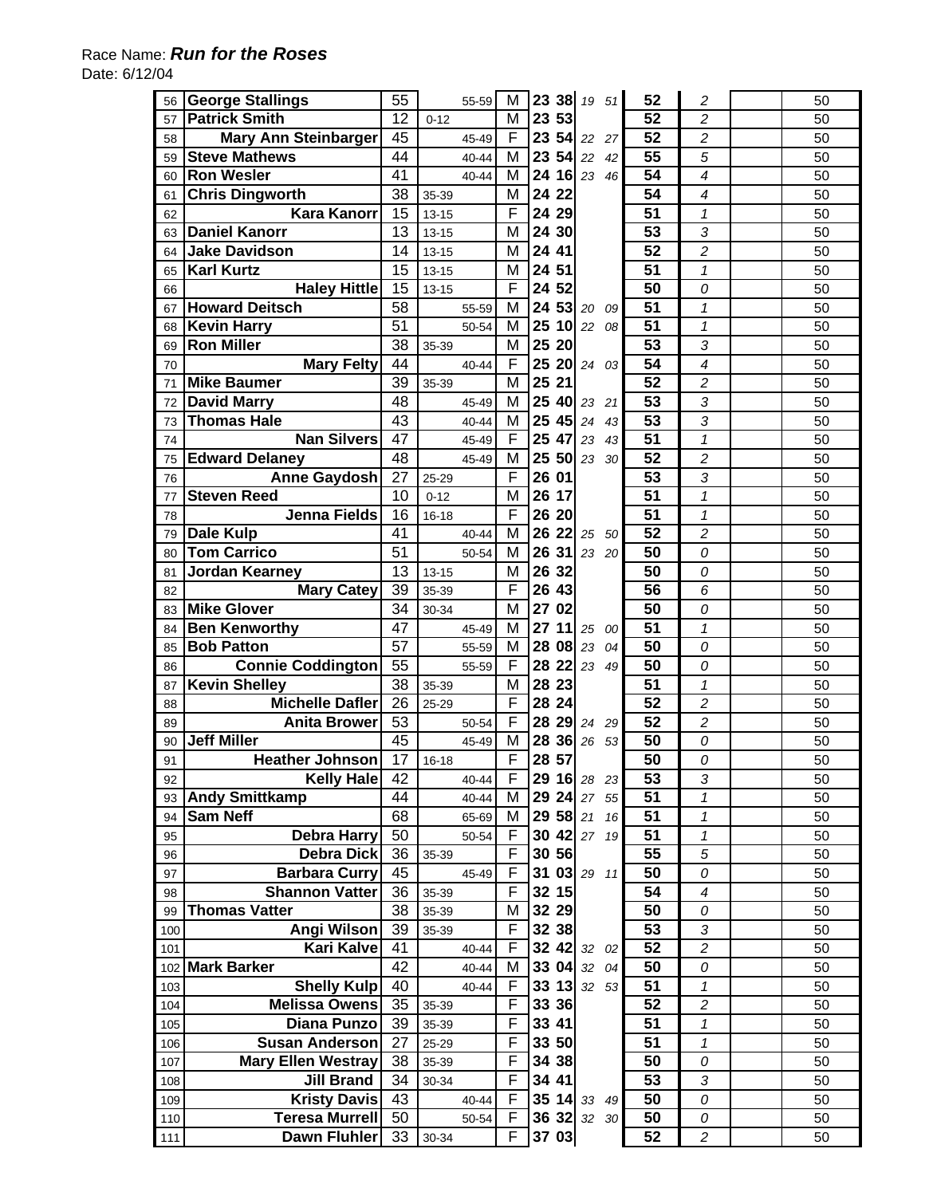Race Name: ***Run for the Roses***
Date: 6/12/04

| | | | | | | | | | | | | |
|---|---|---|---|---|---|---|---|---|---|---|---|---|
| 56 | **George Stallings** | 55 | 55-59 | M | **23** | **38** | *19* | *51* | **52** | *2* | | 50 |
| 57 | **Patrick Smith** | 12 | 0-12 | M | **23** | **53** | | | **52** | *2* | | 50 |
| 58 | **Mary Ann Steinbarger** | 45 | 45-49 | F | **23** | **54** | *22* | *27* | **52** | *2* | | 50 |
| 59 | **Steve Mathews** | 44 | 40-44 | M | **23** | **54** | *22* | *42* | **55** | *5* | | 50 |
| 60 | **Ron Wesler** | 41 | 40-44 | M | **24** | **16** | *23* | *46* | **54** | *4* | | 50 |
| 61 | **Chris Dingworth** | 38 | 35-39 | M | **24** | **22** | | | **54** | *4* | | 50 |
| 62 | **Kara Kanorr** | 15 | 13-15 | F | **24** | **29** | | | **51** | *1* | | 50 |
| 63 | **Daniel Kanorr** | 13 | 13-15 | M | **24** | **30** | | | **53** | *3* | | 50 |
| 64 | **Jake Davidson** | 14 | 13-15 | M | **24** | **41** | | | **52** | *2* | | 50 |
| 65 | **Karl Kurtz** | 15 | 13-15 | M | **24** | **51** | | | **51** | *1* | | 50 |
| 66 | **Haley Hittle** | 15 | 13-15 | F | **24** | **52** | | | **50** | *0* | | 50 |
| 67 | **Howard Deitsch** | 58 | 55-59 | M | **24** | **53** | *20* | *09* | **51** | *1* | | 50 |
| 68 | **Kevin Harry** | 51 | 50-54 | M | **25** | **10** | *22* | *08* | **51** | *1* | | 50 |
| 69 | **Ron Miller** | 38 | 35-39 | M | **25** | **20** | | | **53** | *3* | | 50 |
| 70 | **Mary Felty** | 44 | 40-44 | F | **25** | **20** | *24* | *03* | **54** | *4* | | 50 |
| 71 | **Mike Baumer** | 39 | 35-39 | M | **25** | **21** | | | **52** | *2* | | 50 |
| 72 | **David Marry** | 48 | 45-49 | M | **25** | **40** | *23* | *21* | **53** | *3* | | 50 |
| 73 | **Thomas Hale** | 43 | 40-44 | M | **25** | **45** | *24* | *43* | **53** | *3* | | 50 |
| 74 | **Nan Silvers** | 47 | 45-49 | F | **25** | **47** | *23* | *43* | **51** | *1* | | 50 |
| 75 | **Edward Delaney** | 48 | 45-49 | M | **25** | **50** | *23* | *30* | **52** | *2* | | 50 |
| 76 | **Anne Gaydosh** | 27 | 25-29 | F | **26** | **01** | | | **53** | *3* | | 50 |
| 77 | **Steven Reed** | 10 | 0-12 | M | **26** | **17** | | | **51** | *1* | | 50 |
| 78 | **Jenna Fields** | 16 | 16-18 | F | **26** | **20** | | | **51** | *1* | | 50 |
| 79 | **Dale Kulp** | 41 | 40-44 | M | **26** | **22** | *25* | *50* | **52** | *2* | | 50 |
| 80 | **Tom Carrico** | 51 | 50-54 | M | **26** | **31** | *23* | *20* | **50** | *0* | | 50 |
| 81 | **Jordan Kearney** | 13 | 13-15 | M | **26** | **32** | | | **50** | *0* | | 50 |
| 82 | **Mary Catey** | 39 | 35-39 | F | **26** | **43** | | | **56** | *6* | | 50 |
| 83 | **Mike Glover** | 34 | 30-34 | M | **27** | **02** | | | **50** | *0* | | 50 |
| 84 | **Ben Kenworthy** | 47 | 45-49 | M | **27** | **11** | *25* | *00* | **51** | *1* | | 50 |
| 85 | **Bob Patton** | 57 | 55-59 | M | **28** | **08** | *23* | *04* | **50** | *0* | | 50 |
| 86 | **Connie Coddington** | 55 | 55-59 | F | **28** | **22** | *23* | *49* | **50** | *0* | | 50 |
| 87 | **Kevin Shelley** | 38 | 35-39 | M | **28** | **23** | | | **51** | *1* | | 50 |
| 88 | **Michelle Dafler** | 26 | 25-29 | F | **28** | **24** | | | **52** | *2* | | 50 |
| 89 | **Anita Brower** | 53 | 50-54 | F | **28** | **29** | *24* | *29* | **52** | *2* | | 50 |
| 90 | **Jeff Miller** | 45 | 45-49 | M | **28** | **36** | *26* | *53* | **50** | *0* | | 50 |
| 91 | **Heather Johnson** | 17 | 16-18 | F | **28** | **57** | | | **50** | *0* | | 50 |
| 92 | **Kelly Hale** | 42 | 40-44 | F | **29** | **16** | *28* | *23* | **53** | *3* | | 50 |
| 93 | **Andy Smittkamp** | 44 | 40-44 | M | **29** | **24** | *27* | *55* | **51** | *1* | | 50 |
| 94 | **Sam Neff** | 68 | 65-69 | M | **29** | **58** | *21* | *16* | **51** | *1* | | 50 |
| 95 | **Debra Harry** | 50 | 50-54 | F | **30** | **42** | *27* | *19* | **51** | *1* | | 50 |
| 96 | **Debra Dick** | 36 | 35-39 | F | **30** | **56** | | | **55** | *5* | | 50 |
| 97 | **Barbara Curry** | 45 | 45-49 | F | **31** | **03** | *29* | *11* | **50** | *0* | | 50 |
| 98 | **Shannon Vatter** | 36 | 35-39 | F | **32** | **15** | | | **54** | *4* | | 50 |
| 99 | **Thomas Vatter** | 38 | 35-39 | M | **32** | **29** | | | **50** | *0* | | 50 |
| 100 | **Angi Wilson** | 39 | 35-39 | F | **32** | **38** | | | **53** | *3* | | 50 |
| 101 | **Kari Kalve** | 41 | 40-44 | F | **32** | **42** | *32* | *02* | **52** | *2* | | 50 |
| 102 | **Mark Barker** | 42 | 40-44 | M | **33** | **04** | *32* | *04* | **50** | *0* | | 50 |
| 103 | **Shelly Kulp** | 40 | 40-44 | F | **33** | **13** | *32* | *53* | **51** | *1* | | 50 |
| 104 | **Melissa Owens** | 35 | 35-39 | F | **33** | **36** | | | **52** | *2* | | 50 |
| 105 | **Diana Punzo** | 39 | 35-39 | F | **33** | **41** | | | **51** | *1* | | 50 |
| 106 | **Susan Anderson** | 27 | 25-29 | F | **33** | **50** | | | **51** | *1* | | 50 |
| 107 | **Mary Ellen Westray** | 38 | 35-39 | F | **34** | **38** | | | **50** | *0* | | 50 |
| 108 | **Jill Brand** | 34 | 30-34 | F | **34** | **41** | | | **53** | *3* | | 50 |
| 109 | **Kristy Davis** | 43 | 40-44 | F | **35** | **14** | *33* | *49* | **50** | *0* | | 50 |
| 110 | **Teresa Murrell** | 50 | 50-54 | F | **36** | **32** | *32* | *30* | **50** | *0* | | 50 |
| 111 | **Dawn Fluhler** | 33 | 30-34 | F | **37** | **03** | | | **52** | *2* | | 50 |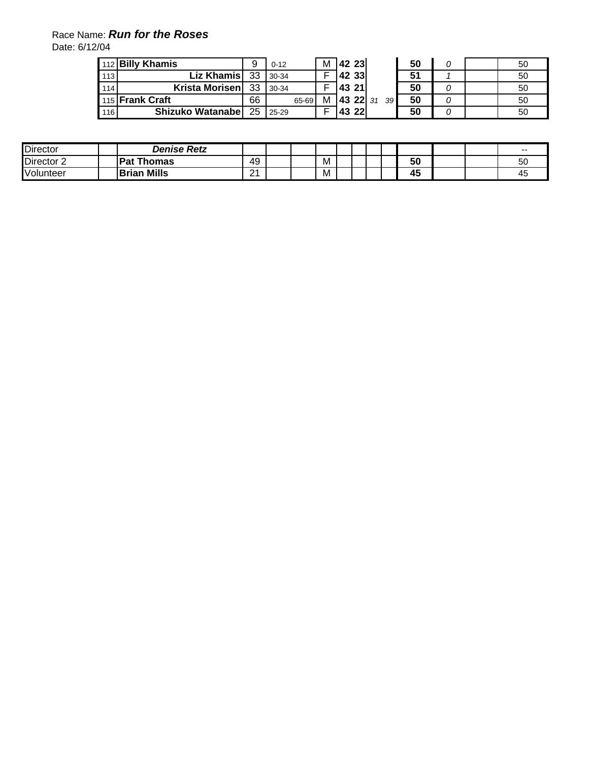Race Name: ***Run for the Roses***
Date: 6/12/04

| | | | | | | | | | | | | | |
|---|---|---|---|---|---|---|---|---|---|---|---|---|---|
| 112 | **Billy Khamis** | 9 | 0-12 | | M | **42** | **23** | | | **50** | *0* | | 50 |
| 113 | **Liz Khamis** | 33 | 30-34 | | F | **42** | **33** | | | **51** | *1* | | 50 |
| 114 | **Krista Morisen** | 33 | 30-34 | | F | **43** | **21** | | | **50** | *0* | | 50 |
| 115 | **Frank Craft** | 66 | | 65-69 | M | **43** | **22** | *31* | *39* | **50** | *0* | | 50 |
| 116 | **Shizuko Watanabe** | 25 | 25-29 | | F | **43** | **22** | | | **50** | *0* | | 50 |

| | | | | | | | | | | | | | | |
|---|---|---|---|---|---|---|---|---|---|---|---|---|---|---|
| Director | | ***Denise Retz*** | | | | | | | | | | | | -- |
| Director 2 | | **Pat Thomas** | 49 | | | M | | | | | **50** | | | 50 |
| Volunteer | | **Brian Mills** | 21 | | | M | | | | | **45** | | | 45 |